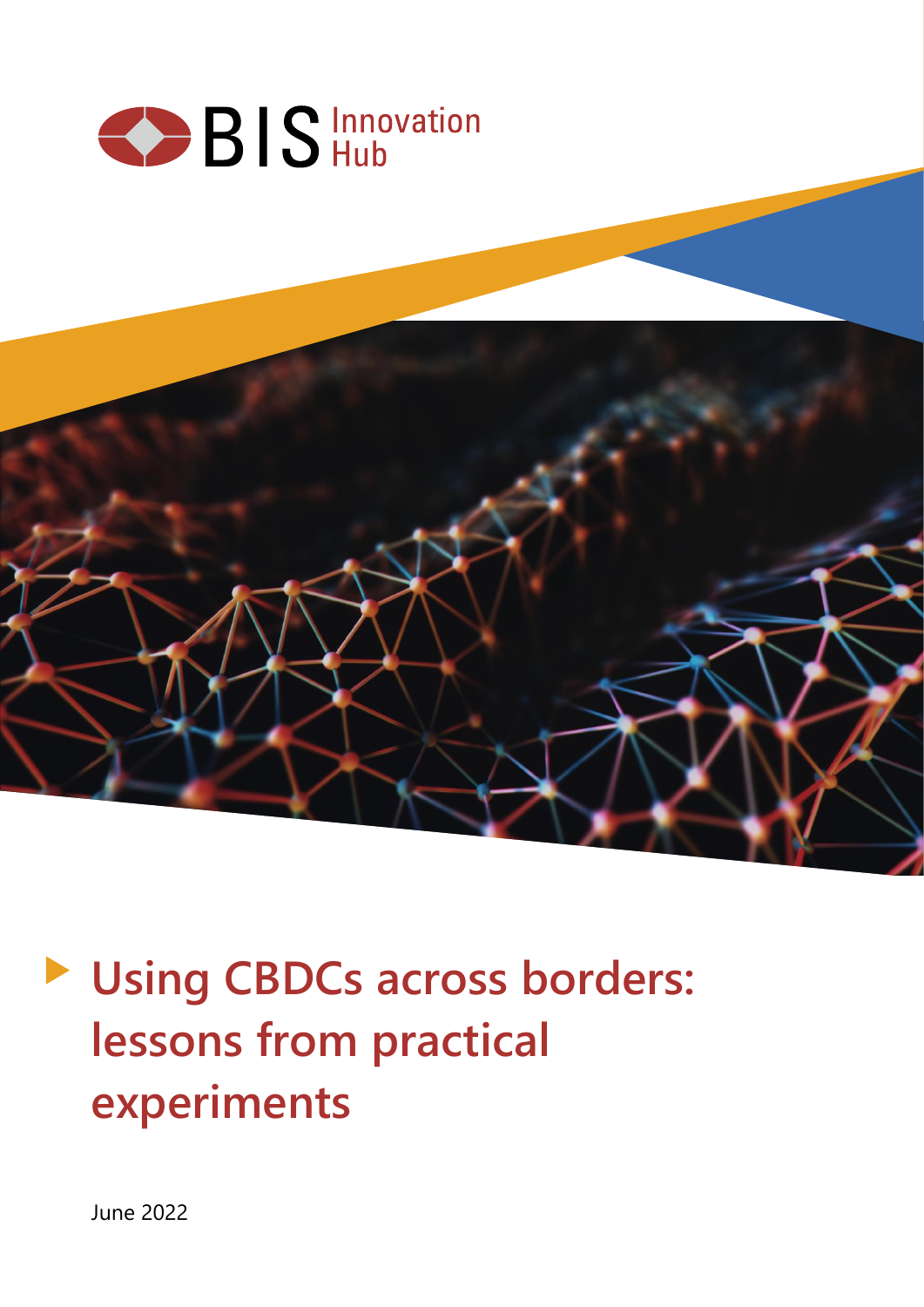BIS Innovation Hub

# Using CBDCs across borders: lessons from practical experiments

June 2022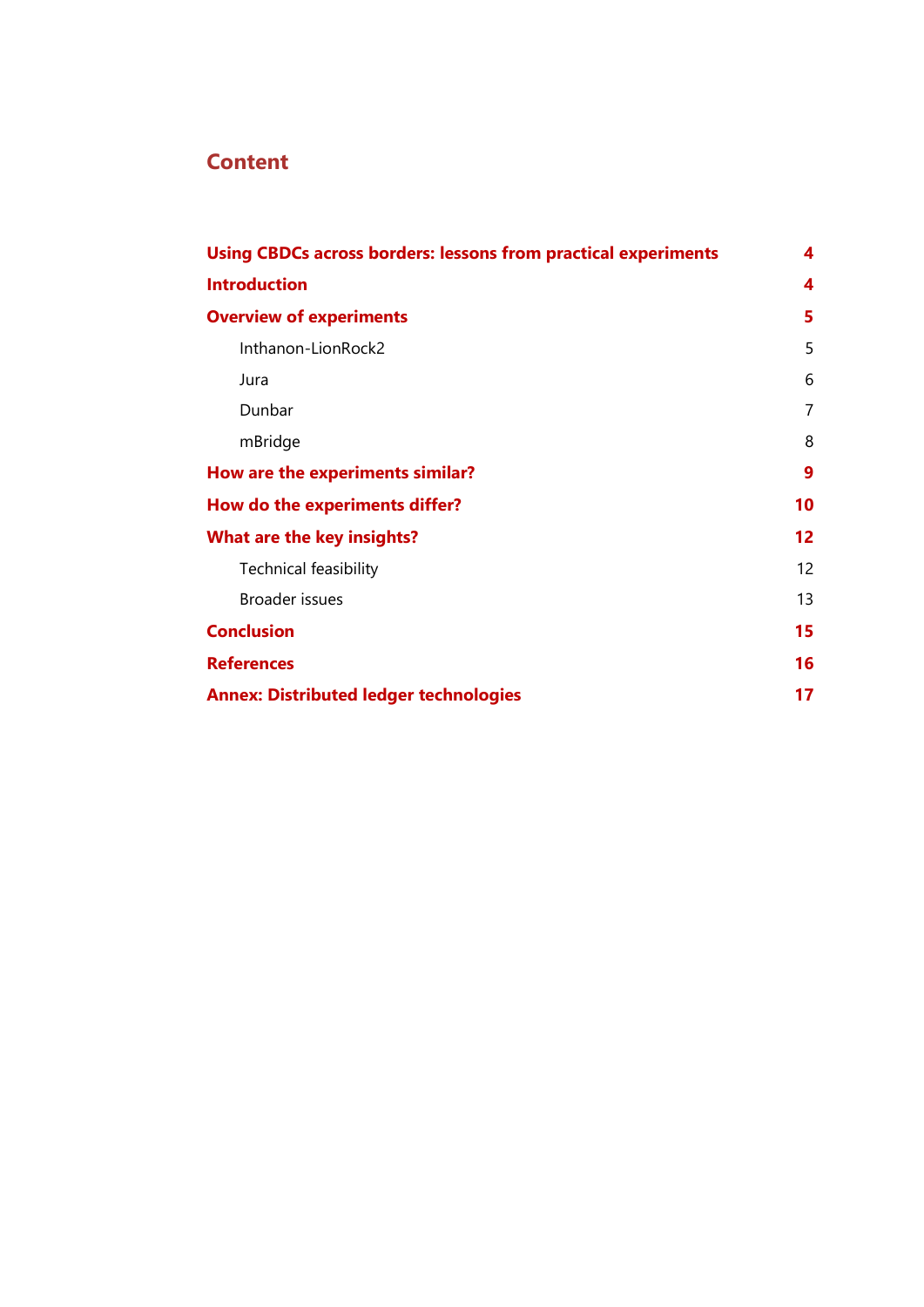## Content

| | |
|---|---|
| **Using CBDCs across borders: lessons from practical experiments** | **4** |
| **Introduction** | **4** |
| **Overview of experiments** | **5** |
| Inthanon-LionRock2 | 5 |
| Jura | 6 |
| Dunbar | 7 |
| mBridge | 8 |
| **How are the experiments similar?** | **9** |
| **How do the experiments differ?** | **10** |
| **What are the key insights?** | **12** |
| Technical feasibility | 12 |
| Broader issues | 13 |
| **Conclusion** | **15** |
| **References** | **16** |
| **Annex: Distributed ledger technologies** | **17** |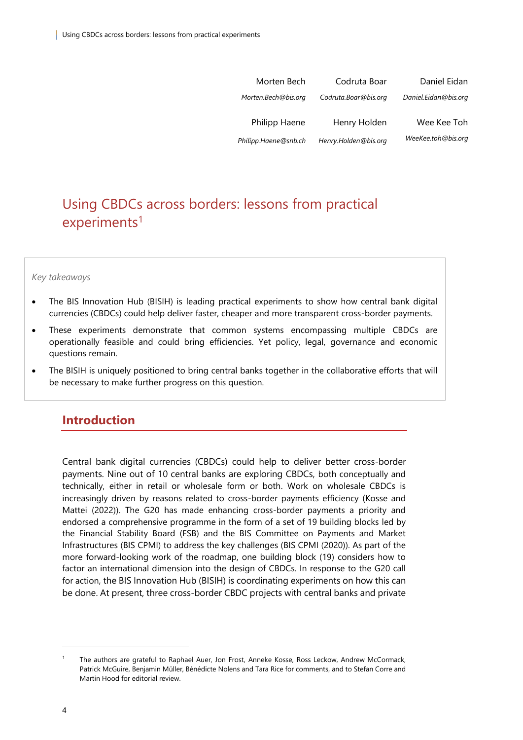Morten Bech
*Morten.Bech@bis.org*

Codruta Boar
*Codruta.Boar@bis.org*

Daniel Eidan
*Daniel.Eidan@bis.org*

Philipp Haene
*Philipp.Haene@snb.ch*

Henry Holden
*Henry.Holden@bis.org*

Wee Kee Toh
*WeeKee.toh@bis.org*

# Using CBDCs across borders: lessons from practical experiments[1]

*Key takeaways*

- The BIS Innovation Hub (BISIH) is leading practical experiments to show how central bank digital currencies (CBDCs) could help deliver faster, cheaper and more transparent cross-border payments.
- These experiments demonstrate that common systems encompassing multiple CBDCs are operationally feasible and could bring efficiencies. Yet policy, legal, governance and economic questions remain.
- The BISIH is uniquely positioned to bring central banks together in the collaborative efforts that will be necessary to make further progress on this question.

## Introduction

Central bank digital currencies (CBDCs) could help to deliver better cross-border payments. Nine out of 10 central banks are exploring CBDCs, both conceptually and technically, either in retail or wholesale form or both. Work on wholesale CBDCs is increasingly driven by reasons related to cross-border payments efficiency (Kosse and Mattei (2022)). The G20 has made enhancing cross-border payments a priority and endorsed a comprehensive programme in the form of a set of 19 building blocks led by the Financial Stability Board (FSB) and the BIS Committee on Payments and Market Infrastructures (BIS CPMI) to address the key challenges (BIS CPMI (2020)). As part of the more forward-looking work of the roadmap, one building block (19) considers how to factor an international dimension into the design of CBDCs. In response to the G20 call for action, the BIS Innovation Hub (BISIH) is coordinating experiments on how this can be done. At present, three cross-border CBDC projects with central banks and private

[1] The authors are grateful to Raphael Auer, Jon Frost, Anneke Kosse, Ross Leckow, Andrew McCormack, Patrick McGuire, Benjamin Müller, Bénédicte Nolens and Tara Rice for comments, and to Stefan Corre and Martin Hood for editorial review.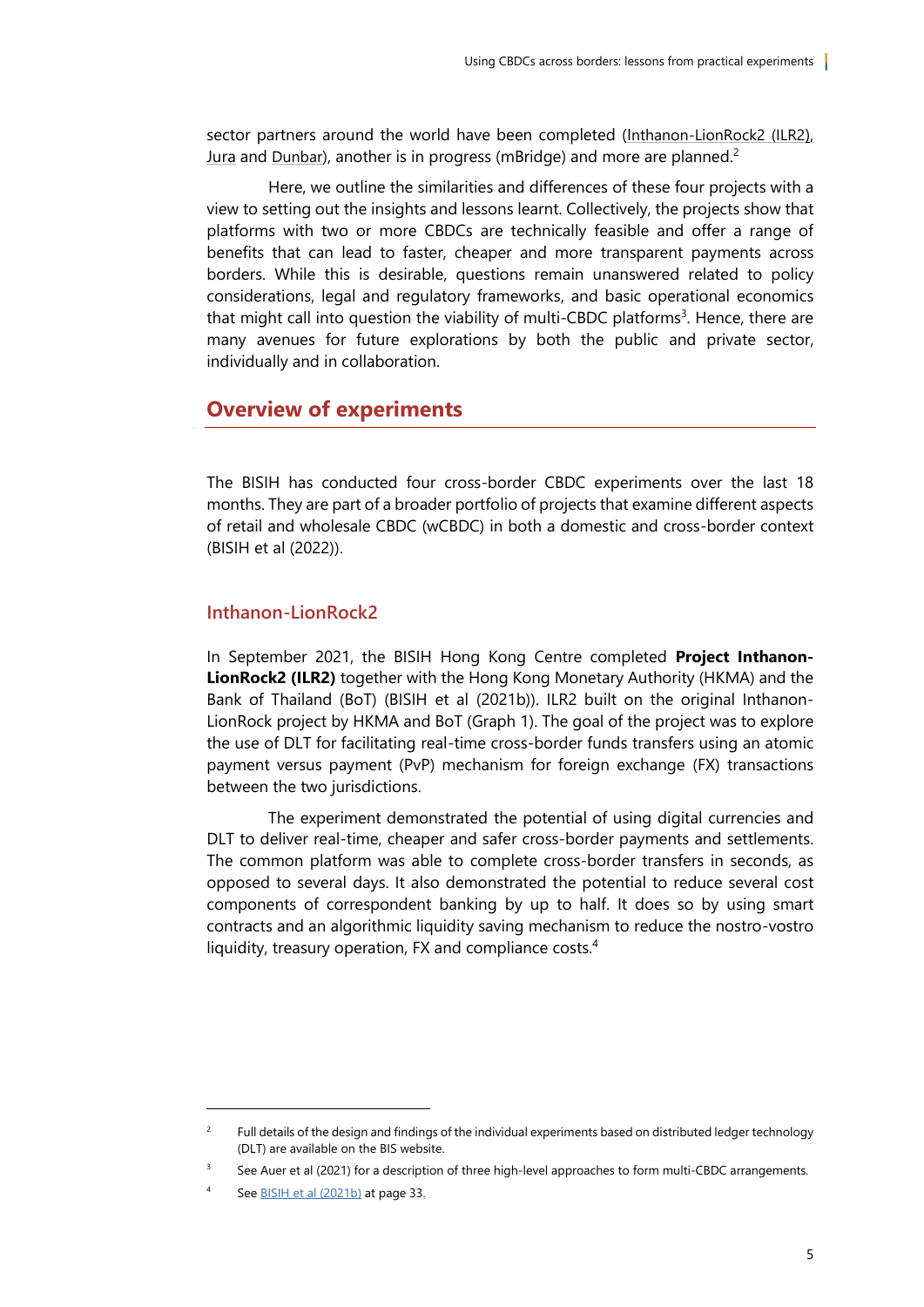sector partners around the world have been completed (Inthanon-LionRock2 (ILR2), Jura and Dunbar), another is in progress (mBridge) and more are planned.[2]

Here, we outline the similarities and differences of these four projects with a view to setting out the insights and lessons learnt. Collectively, the projects show that platforms with two or more CBDCs are technically feasible and offer a range of benefits that can lead to faster, cheaper and more transparent payments across borders. While this is desirable, questions remain unanswered related to policy considerations, legal and regulatory frameworks, and basic operational economics that might call into question the viability of multi-CBDC platforms[3]. Hence, there are many avenues for future explorations by both the public and private sector, individually and in collaboration.

## Overview of experiments

The BISIH has conducted four cross-border CBDC experiments over the last 18 months. They are part of a broader portfolio of projects that examine different aspects of retail and wholesale CBDC (wCBDC) in both a domestic and cross-border context (BISIH et al (2022)).

### Inthanon-LionRock2

In September 2021, the BISIH Hong Kong Centre completed **Project Inthanon-LionRock2 (ILR2)** together with the Hong Kong Monetary Authority (HKMA) and the Bank of Thailand (BoT) (BISIH et al (2021b)). ILR2 built on the original Inthanon-LionRock project by HKMA and BoT (Graph 1). The goal of the project was to explore the use of DLT for facilitating real-time cross-border funds transfers using an atomic payment versus payment (PvP) mechanism for foreign exchange (FX) transactions between the two jurisdictions.

The experiment demonstrated the potential of using digital currencies and DLT to deliver real-time, cheaper and safer cross-border payments and settlements. The common platform was able to complete cross-border transfers in seconds, as opposed to several days. It also demonstrated the potential to reduce several cost components of correspondent banking by up to half. It does so by using smart contracts and an algorithmic liquidity saving mechanism to reduce the nostro-vostro liquidity, treasury operation, FX and compliance costs.[4]

---

[2] Full details of the design and findings of the individual experiments based on distributed ledger technology (DLT) are available on the BIS website.

[3] See Auer et al (2021) for a description of three high-level approaches to form multi-CBDC arrangements.

[4] See BISIH et al (2021b) at page 33.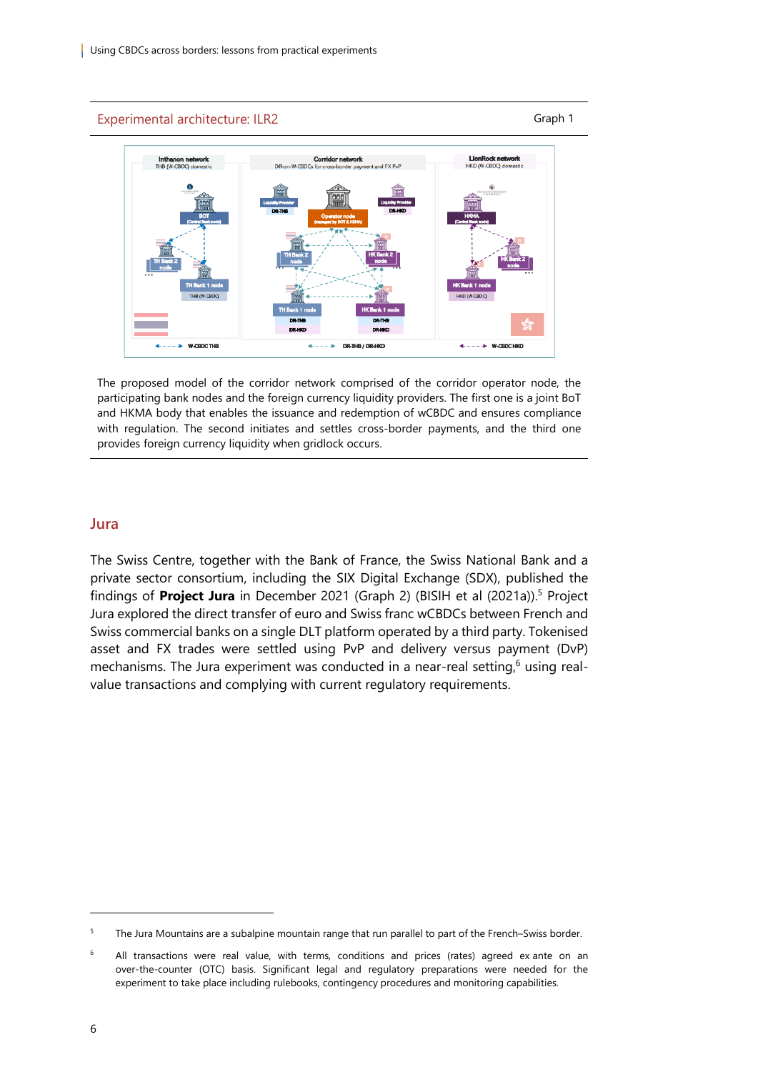Experimental architecture: ILR2

Graph 1

The proposed model of the corridor network comprised of the corridor operator node, the participating bank nodes and the foreign currency liquidity providers. The first one is a joint BoT and HKMA body that enables the issuance and redemption of wCBDC and ensures compliance with regulation. The second initiates and settles cross-border payments, and the third one provides foreign currency liquidity when gridlock occurs.

## Jura

The Swiss Centre, together with the Bank of France, the Swiss National Bank and a private sector consortium, including the SIX Digital Exchange (SDX), published the findings of **Project Jura** in December 2021 (Graph 2) (BISIH et al (2021a)).[5] Project Jura explored the direct transfer of euro and Swiss franc wCBDCs between French and Swiss commercial banks on a single DLT platform operated by a third party. Tokenised asset and FX trades were settled using PvP and delivery versus payment (DvP) mechanisms. The Jura experiment was conducted in a near-real setting,[6] using real-value transactions and complying with current regulatory requirements.

[5] The Jura Mountains are a subalpine mountain range that run parallel to part of the French–Swiss border.

[6] All transactions were real value, with terms, conditions and prices (rates) agreed ex ante on an over-the-counter (OTC) basis. Significant legal and regulatory preparations were needed for the experiment to take place including rulebooks, contingency procedures and monitoring capabilities.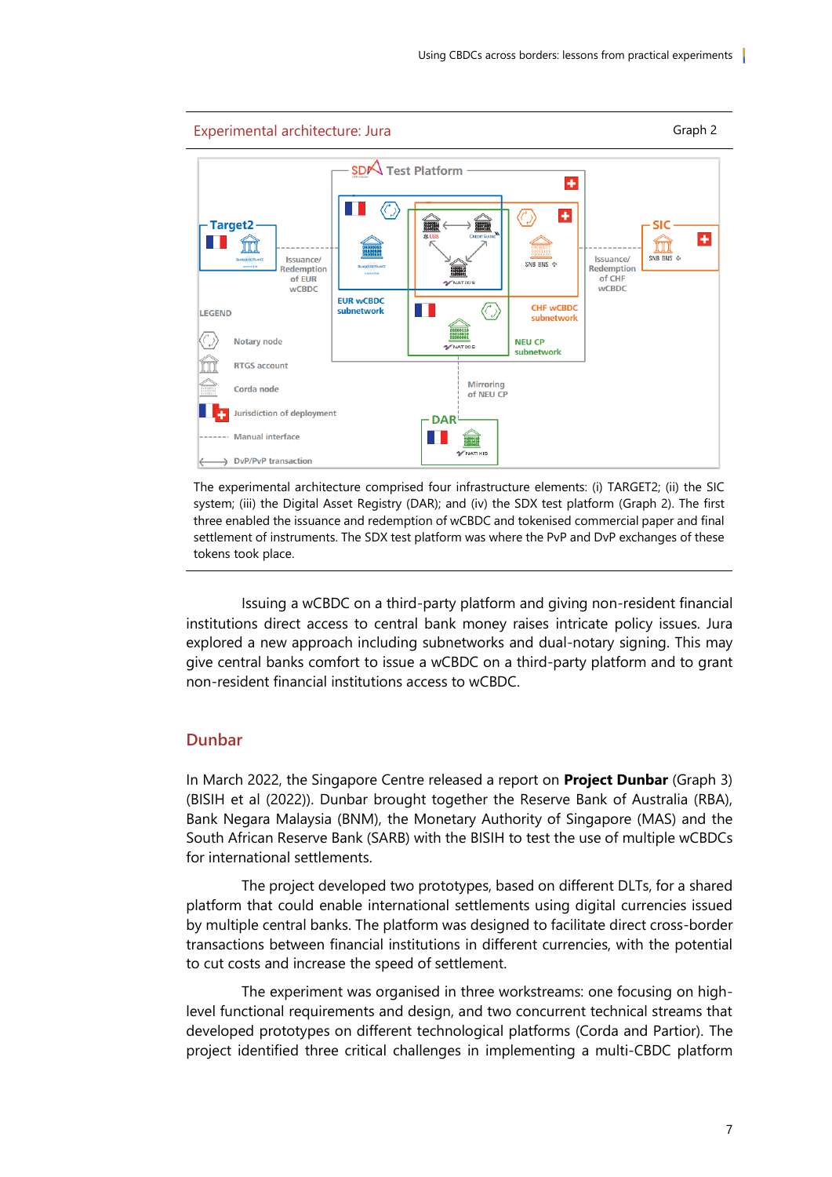Experimental architecture: Jura

Graph 2

The experimental architecture comprised four infrastructure elements: (i) TARGET2; (ii) the SIC system; (iii) the Digital Asset Registry (DAR); and (iv) the SDX test platform (Graph 2). The first three enabled the issuance and redemption of wCBDC and tokenised commercial paper and final settlement of instruments. The SDX test platform was where the PvP and DvP exchanges of these tokens took place.

Issuing a wCBDC on a third-party platform and giving non-resident financial institutions direct access to central bank money raises intricate policy issues. Jura explored a new approach including subnetworks and dual-notary signing. This may give central banks comfort to issue a wCBDC on a third-party platform and to grant non-resident financial institutions access to wCBDC.

## Dunbar

In March 2022, the Singapore Centre released a report on **Project Dunbar** (Graph 3) (BISIH et al (2022)). Dunbar brought together the Reserve Bank of Australia (RBA), Bank Negara Malaysia (BNM), the Monetary Authority of Singapore (MAS) and the South African Reserve Bank (SARB) with the BISIH to test the use of multiple wCBDCs for international settlements.

The project developed two prototypes, based on different DLTs, for a shared platform that could enable international settlements using digital currencies issued by multiple central banks. The platform was designed to facilitate direct cross-border transactions between financial institutions in different currencies, with the potential to cut costs and increase the speed of settlement.

The experiment was organised in three workstreams: one focusing on high-level functional requirements and design, and two concurrent technical streams that developed prototypes on different technological platforms (Corda and Partior). The project identified three critical challenges in implementing a multi-CBDC platform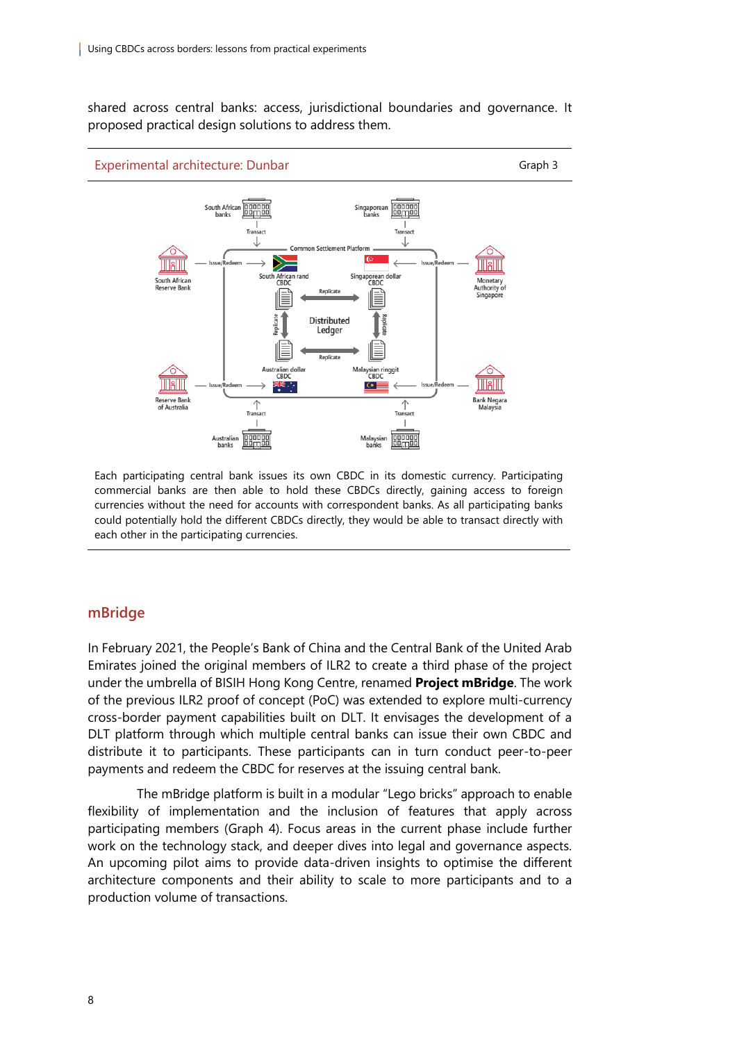shared across central banks: access, jurisdictional boundaries and governance. It proposed practical design solutions to address them.

Experimental architecture: Dunbar — Graph 3

Each participating central bank issues its own CBDC in its domestic currency. Participating commercial banks are then able to hold these CBDCs directly, gaining access to foreign currencies without the need for accounts with correspondent banks. As all participating banks could potentially hold the different CBDCs directly, they would be able to transact directly with each other in the participating currencies.

## mBridge

In February 2021, the People's Bank of China and the Central Bank of the United Arab Emirates joined the original members of ILR2 to create a third phase of the project under the umbrella of BISIH Hong Kong Centre, renamed **Project mBridge**. The work of the previous ILR2 proof of concept (PoC) was extended to explore multi-currency cross-border payment capabilities built on DLT. It envisages the development of a DLT platform through which multiple central banks can issue their own CBDC and distribute it to participants. These participants can in turn conduct peer-to-peer payments and redeem the CBDC for reserves at the issuing central bank.

The mBridge platform is built in a modular "Lego bricks" approach to enable flexibility of implementation and the inclusion of features that apply across participating members (Graph 4). Focus areas in the current phase include further work on the technology stack, and deeper dives into legal and governance aspects. An upcoming pilot aims to provide data-driven insights to optimise the different architecture components and their ability to scale to more participants and to a production volume of transactions.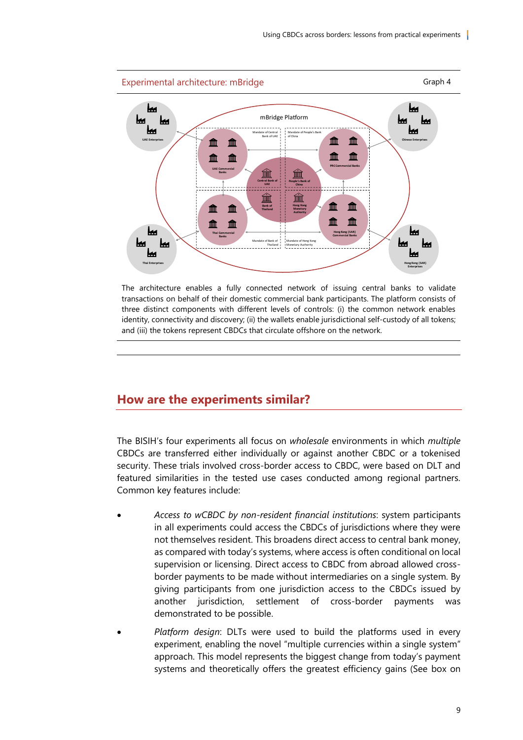Experimental architecture: mBridge

Graph 4

The architecture enables a fully connected network of issuing central banks to validate transactions on behalf of their domestic commercial bank participants. The platform consists of three distinct components with different levels of controls: (i) the common network enables identity, connectivity and discovery; (ii) the wallets enable jurisdictional self-custody of all tokens; and (iii) the tokens represent CBDCs that circulate offshore on the network.

## How are the experiments similar?

The BISIH's four experiments all focus on *wholesale* environments in which *multiple* CBDCs are transferred either individually or against another CBDC or a tokenised security. These trials involved cross-border access to CBDC, were based on DLT and featured similarities in the tested use cases conducted among regional partners. Common key features include:

- *Access to wCBDC by non-resident financial institutions*: system participants in all experiments could access the CBDCs of jurisdictions where they were not themselves resident. This broadens direct access to central bank money, as compared with today's systems, where access is often conditional on local supervision or licensing. Direct access to CBDC from abroad allowed cross-border payments to be made without intermediaries on a single system. By giving participants from one jurisdiction access to the CBDCs issued by another jurisdiction, settlement of cross-border payments was demonstrated to be possible.
- *Platform design*: DLTs were used to build the platforms used in every experiment, enabling the novel "multiple currencies within a single system" approach. This model represents the biggest change from today's payment systems and theoretically offers the greatest efficiency gains (See box on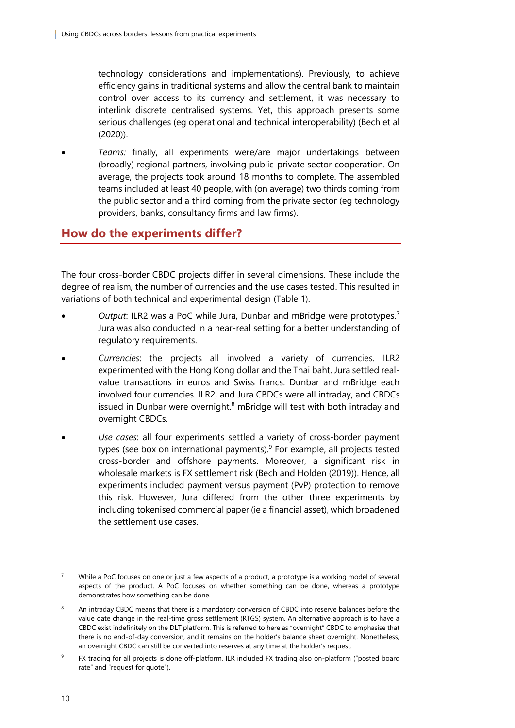technology considerations and implementations). Previously, to achieve efficiency gains in traditional systems and allow the central bank to maintain control over access to its currency and settlement, it was necessary to interlink discrete centralised systems. Yet, this approach presents some serious challenges (eg operational and technical interoperability) (Bech et al (2020)).

- *Teams:* finally, all experiments were/are major undertakings between (broadly) regional partners, involving public-private sector cooperation. On average, the projects took around 18 months to complete. The assembled teams included at least 40 people, with (on average) two thirds coming from the public sector and a third coming from the private sector (eg technology providers, banks, consultancy firms and law firms).

## How do the experiments differ?

The four cross-border CBDC projects differ in several dimensions. These include the degree of realism, the number of currencies and the use cases tested. This resulted in variations of both technical and experimental design (Table 1).

- *Output*: ILR2 was a PoC while Jura, Dunbar and mBridge were prototypes.[7] Jura was also conducted in a near-real setting for a better understanding of regulatory requirements.
- *Currencies*: the projects all involved a variety of currencies. ILR2 experimented with the Hong Kong dollar and the Thai baht. Jura settled real-value transactions in euros and Swiss francs. Dunbar and mBridge each involved four currencies. ILR2, and Jura CBDCs were all intraday, and CBDCs issued in Dunbar were overnight.[8] mBridge will test with both intraday and overnight CBDCs.
- *Use cases*: all four experiments settled a variety of cross-border payment types (see box on international payments).[9] For example, all projects tested cross-border and offshore payments. Moreover, a significant risk in wholesale markets is FX settlement risk (Bech and Holden (2019)). Hence, all experiments included payment versus payment (PvP) protection to remove this risk. However, Jura differed from the other three experiments by including tokenised commercial paper (ie a financial asset), which broadened the settlement use cases.

---

[7] While a PoC focuses on one or just a few aspects of a product, a prototype is a working model of several aspects of the product. A PoC focuses on whether something can be done, whereas a prototype demonstrates how something can be done.

[8] An intraday CBDC means that there is a mandatory conversion of CBDC into reserve balances before the value date change in the real-time gross settlement (RTGS) system. An alternative approach is to have a CBDC exist indefinitely on the DLT platform. This is referred to here as "overnight" CBDC to emphasise that there is no end-of-day conversion, and it remains on the holder's balance sheet overnight. Nonetheless, an overnight CBDC can still be converted into reserves at any time at the holder's request.

[9] FX trading for all projects is done off-platform. ILR included FX trading also on-platform ("posted board rate" and "request for quote").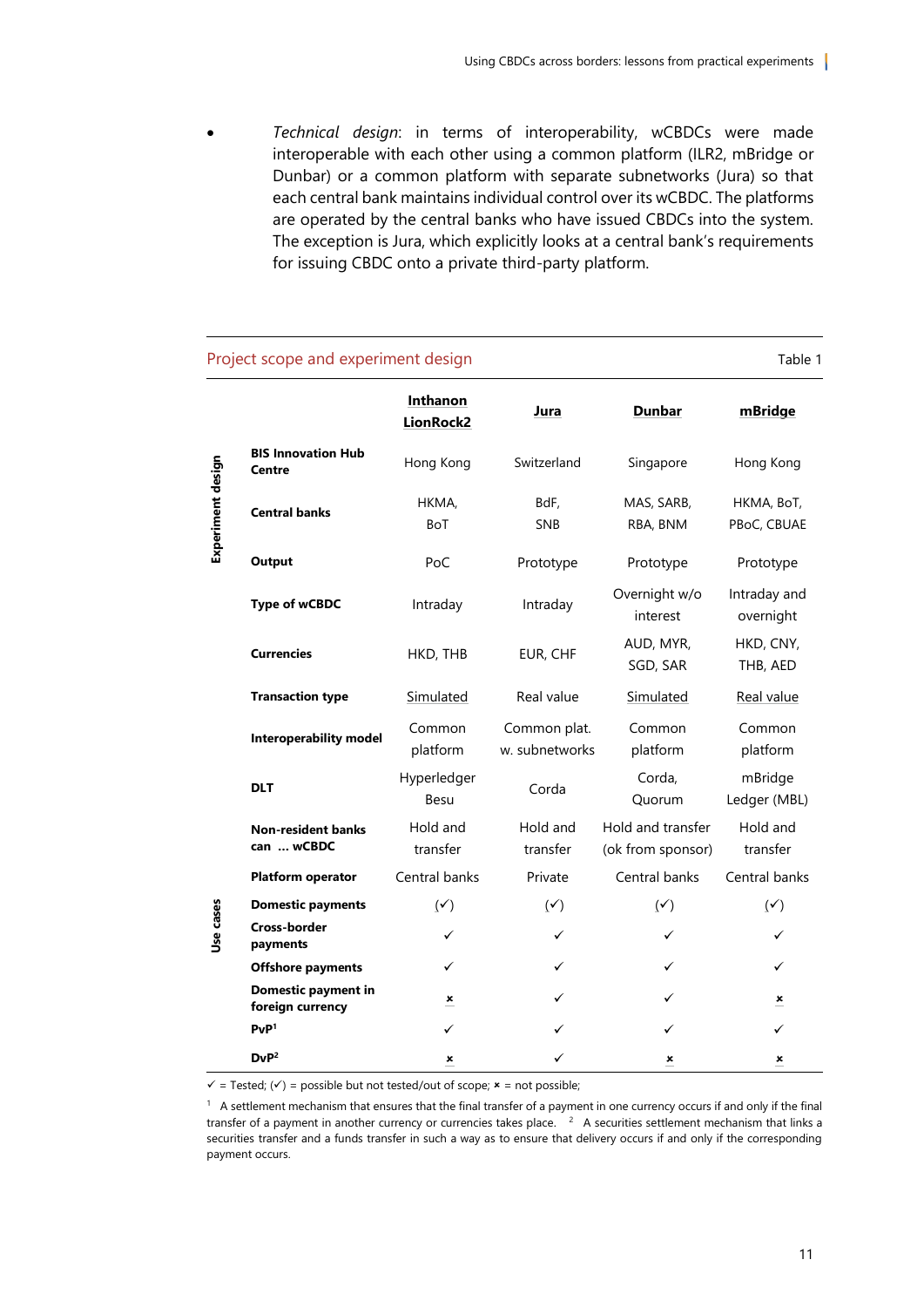- *Technical design*: in terms of interoperability, wCBDCs were made interoperable with each other using a common platform (ILR2, mBridge or Dunbar) or a common platform with separate subnetworks (Jura) so that each central bank maintains individual control over its wCBDC. The platforms are operated by the central banks who have issued CBDCs into the system. The exception is Jura, which explicitly looks at a central bank's requirements for issuing CBDC onto a private third-party platform.

**Project scope and experiment design** — Table 1

| | | Inthanon LionRock2 | Jura | Dunbar | mBridge |
|---|---|---|---|---|---|
| Experiment design | BIS Innovation Hub Centre | Hong Kong | Switzerland | Singapore | Hong Kong |
| | Central banks | HKMA, BoT | BdF, SNB | MAS, SARB, RBA, BNM | HKMA, BoT, PBoC, CBUAE |
| | Output | PoC | Prototype | Prototype | Prototype |
| | Type of wCBDC | Intraday | Intraday | Overnight w/o interest | Intraday and overnight |
| | Currencies | HKD, THB | EUR, CHF | AUD, MYR, SGD, SAR | HKD, CNY, THB, AED |
| | Transaction type | Simulated | Real value | Simulated | Real value |
| | Interoperability model | Common platform | Common plat. w. subnetworks | Common platform | Common platform |
| | DLT | Hyperledger Besu | Corda | Corda, Quorum | mBridge Ledger (MBL) |
| | Non-resident banks can … wCBDC | Hold and transfer | Hold and transfer | Hold and transfer (ok from sponsor) | Hold and transfer |
| | Platform operator | Central banks | Private | Central banks | Central banks |
| Use cases | Domestic payments | (✓) | (✓) | (✓) | (✓) |
| | Cross-border payments | ✓ | ✓ | ✓ | ✓ |
| | Offshore payments | ✓ | ✓ | ✓ | ✓ |
| | Domestic payment in foreign currency | × | ✓ | ✓ | × |
| | PvP[1] | ✓ | ✓ | ✓ | ✓ |
| | DvP[2] | × | ✓ | × | × |

✓ = Tested; (✓) = possible but not tested/out of scope; × = not possible;

[1] A settlement mechanism that ensures that the final transfer of a payment in one currency occurs if and only if the final transfer of a payment in another currency or currencies takes place. [2] A securities settlement mechanism that links a securities transfer and a funds transfer in such a way as to ensure that delivery occurs if and only if the corresponding payment occurs.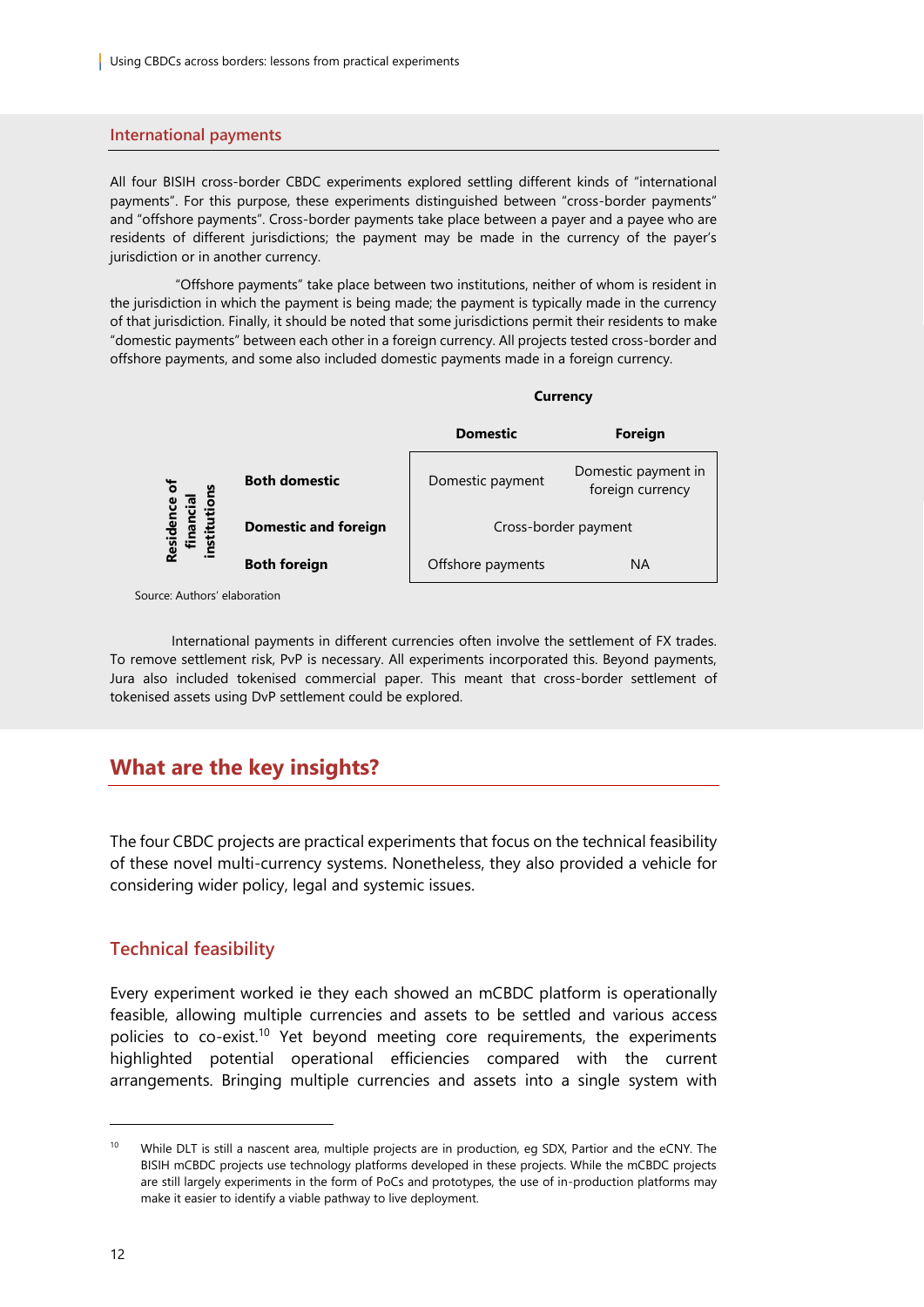## International payments

All four BISIH cross-border CBDC experiments explored settling different kinds of "international payments". For this purpose, these experiments distinguished between "cross-border payments" and "offshore payments". Cross-border payments take place between a payer and a payee who are residents of different jurisdictions; the payment may be made in the currency of the payer's jurisdiction or in another currency.

"Offshore payments" take place between two institutions, neither of whom is resident in the jurisdiction in which the payment is being made; the payment is typically made in the currency of that jurisdiction. Finally, it should be noted that some jurisdictions permit their residents to make "domestic payments" between each other in a foreign currency. All projects tested cross-border and offshore payments, and some also included domestic payments made in a foreign currency.

| Residence of financial institutions | Currency: Domestic | Currency: Foreign |
|---|---|---|
| **Both domestic** | Domestic payment | Domestic payment in foreign currency |
| **Domestic and foreign** | Cross-border payment | Cross-border payment |
| **Both foreign** | Offshore payments | NA |

Source: Authors' elaboration

International payments in different currencies often involve the settlement of FX trades. To remove settlement risk, PvP is necessary. All experiments incorporated this. Beyond payments, Jura also included tokenised commercial paper. This meant that cross-border settlement of tokenised assets using DvP settlement could be explored.

# What are the key insights?

The four CBDC projects are practical experiments that focus on the technical feasibility of these novel multi-currency systems. Nonetheless, they also provided a vehicle for considering wider policy, legal and systemic issues.

## Technical feasibility

Every experiment worked ie they each showed an mCBDC platform is operationally feasible, allowing multiple currencies and assets to be settled and various access policies to co-exist.[10] Yet beyond meeting core requirements, the experiments highlighted potential operational efficiencies compared with the current arrangements. Bringing multiple currencies and assets into a single system with

[10] While DLT is still a nascent area, multiple projects are in production, eg SDX, Partior and the eCNY. The BISIH mCBDC projects use technology platforms developed in these projects. While the mCBDC projects are still largely experiments in the form of PoCs and prototypes, the use of in-production platforms may make it easier to identify a viable pathway to live deployment.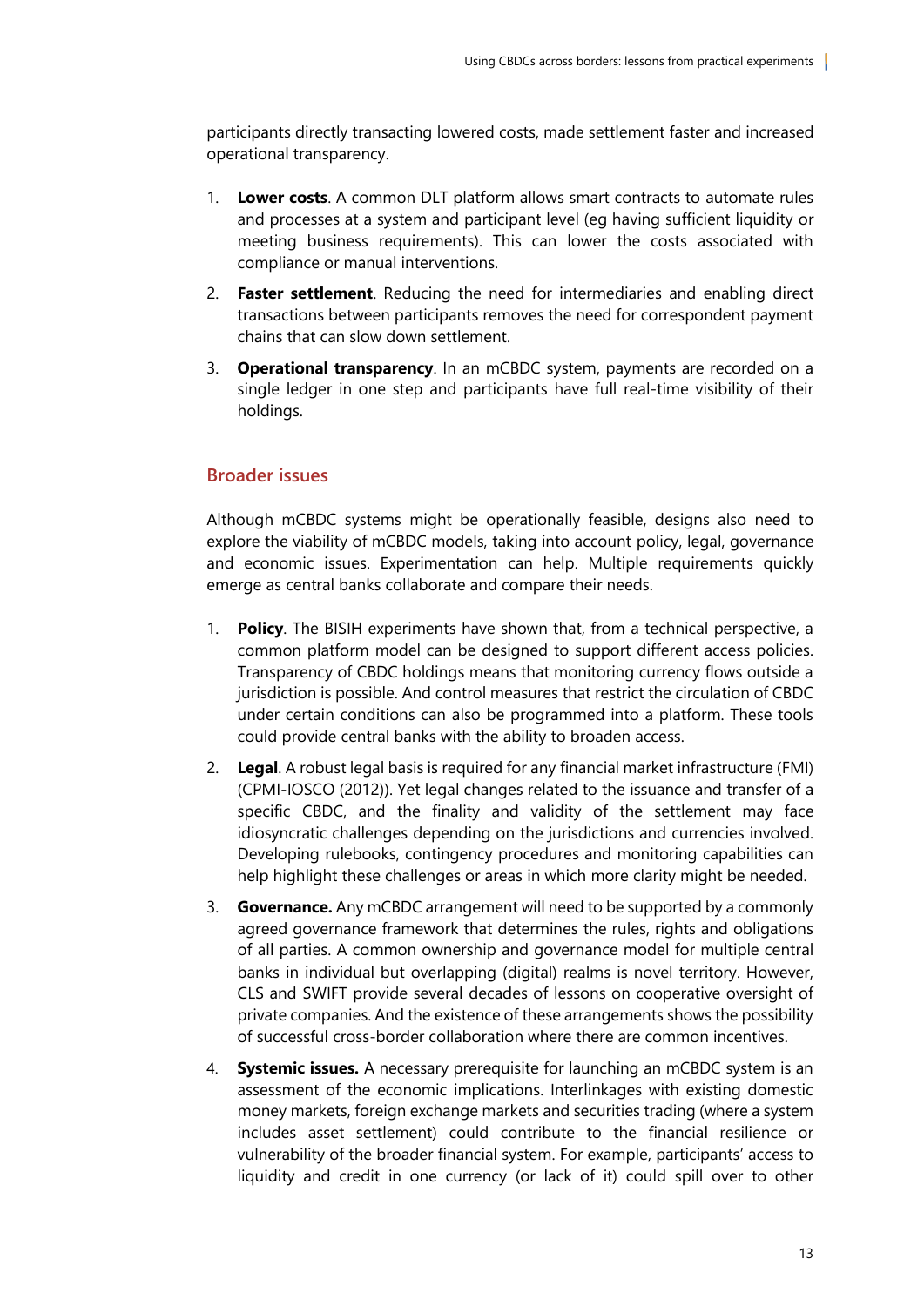participants directly transacting lowered costs, made settlement faster and increased operational transparency.

1. **Lower costs**. A common DLT platform allows smart contracts to automate rules and processes at a system and participant level (eg having sufficient liquidity or meeting business requirements). This can lower the costs associated with compliance or manual interventions.
2. **Faster settlement**. Reducing the need for intermediaries and enabling direct transactions between participants removes the need for correspondent payment chains that can slow down settlement.
3. **Operational transparency**. In an mCBDC system, payments are recorded on a single ledger in one step and participants have full real-time visibility of their holdings.

## Broader issues

Although mCBDC systems might be operationally feasible, designs also need to explore the viability of mCBDC models, taking into account policy, legal, governance and economic issues. Experimentation can help. Multiple requirements quickly emerge as central banks collaborate and compare their needs.

1. **Policy**. The BISIH experiments have shown that, from a technical perspective, a common platform model can be designed to support different access policies. Transparency of CBDC holdings means that monitoring currency flows outside a jurisdiction is possible. And control measures that restrict the circulation of CBDC under certain conditions can also be programmed into a platform. These tools could provide central banks with the ability to broaden access.
2. **Legal**. A robust legal basis is required for any financial market infrastructure (FMI) (CPMI-IOSCO (2012)). Yet legal changes related to the issuance and transfer of a specific CBDC, and the finality and validity of the settlement may face idiosyncratic challenges depending on the jurisdictions and currencies involved. Developing rulebooks, contingency procedures and monitoring capabilities can help highlight these challenges or areas in which more clarity might be needed.
3. **Governance.** Any mCBDC arrangement will need to be supported by a commonly agreed governance framework that determines the rules, rights and obligations of all parties. A common ownership and governance model for multiple central banks in individual but overlapping (digital) realms is novel territory. However, CLS and SWIFT provide several decades of lessons on cooperative oversight of private companies. And the existence of these arrangements shows the possibility of successful cross-border collaboration where there are common incentives.
4. **Systemic issues.** A necessary prerequisite for launching an mCBDC system is an assessment of the economic implications. Interlinkages with existing domestic money markets, foreign exchange markets and securities trading (where a system includes asset settlement) could contribute to the financial resilience or vulnerability of the broader financial system. For example, participants' access to liquidity and credit in one currency (or lack of it) could spill over to other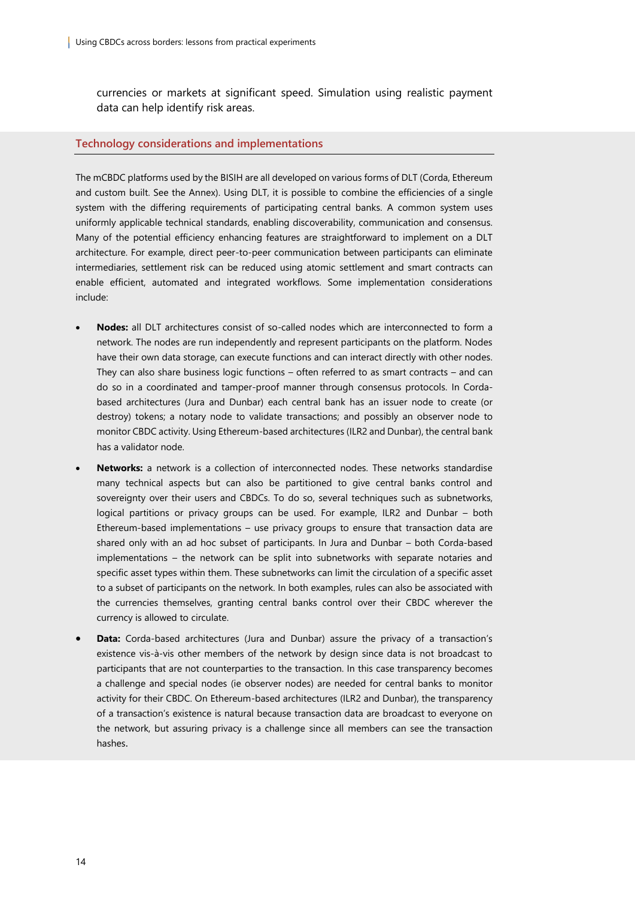currencies or markets at significant speed. Simulation using realistic payment data can help identify risk areas.

## Technology considerations and implementations

The mCBDC platforms used by the BISIH are all developed on various forms of DLT (Corda, Ethereum and custom built. See the Annex). Using DLT, it is possible to combine the efficiencies of a single system with the differing requirements of participating central banks. A common system uses uniformly applicable technical standards, enabling discoverability, communication and consensus. Many of the potential efficiency enhancing features are straightforward to implement on a DLT architecture. For example, direct peer-to-peer communication between participants can eliminate intermediaries, settlement risk can be reduced using atomic settlement and smart contracts can enable efficient, automated and integrated workflows. Some implementation considerations include:

- **Nodes:** all DLT architectures consist of so-called nodes which are interconnected to form a network. The nodes are run independently and represent participants on the platform. Nodes have their own data storage, can execute functions and can interact directly with other nodes. They can also share business logic functions – often referred to as smart contracts – and can do so in a coordinated and tamper-proof manner through consensus protocols. In Corda-based architectures (Jura and Dunbar) each central bank has an issuer node to create (or destroy) tokens; a notary node to validate transactions; and possibly an observer node to monitor CBDC activity. Using Ethereum-based architectures (ILR2 and Dunbar), the central bank has a validator node.
- **Networks:** a network is a collection of interconnected nodes. These networks standardise many technical aspects but can also be partitioned to give central banks control and sovereignty over their users and CBDCs. To do so, several techniques such as subnetworks, logical partitions or privacy groups can be used. For example, ILR2 and Dunbar – both Ethereum-based implementations – use privacy groups to ensure that transaction data are shared only with an ad hoc subset of participants. In Jura and Dunbar – both Corda-based implementations – the network can be split into subnetworks with separate notaries and specific asset types within them. These subnetworks can limit the circulation of a specific asset to a subset of participants on the network. In both examples, rules can also be associated with the currencies themselves, granting central banks control over their CBDC wherever the currency is allowed to circulate.
- **Data:** Corda-based architectures (Jura and Dunbar) assure the privacy of a transaction's existence vis-à-vis other members of the network by design since data is not broadcast to participants that are not counterparties to the transaction. In this case transparency becomes a challenge and special nodes (ie observer nodes) are needed for central banks to monitor activity for their CBDC. On Ethereum-based architectures (ILR2 and Dunbar), the transparency of a transaction's existence is natural because transaction data are broadcast to everyone on the network, but assuring privacy is a challenge since all members can see the transaction hashes.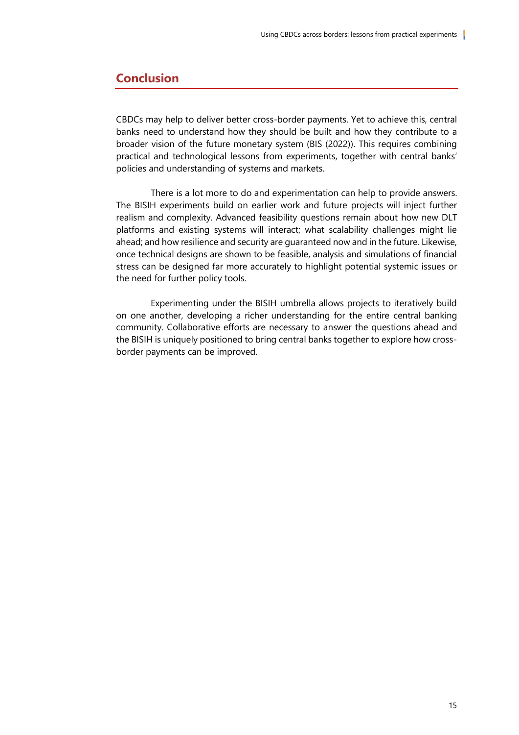## Conclusion

CBDCs may help to deliver better cross-border payments. Yet to achieve this, central banks need to understand how they should be built and how they contribute to a broader vision of the future monetary system (BIS (2022)). This requires combining practical and technological lessons from experiments, together with central banks' policies and understanding of systems and markets.

There is a lot more to do and experimentation can help to provide answers. The BISIH experiments build on earlier work and future projects will inject further realism and complexity. Advanced feasibility questions remain about how new DLT platforms and existing systems will interact; what scalability challenges might lie ahead; and how resilience and security are guaranteed now and in the future. Likewise, once technical designs are shown to be feasible, analysis and simulations of financial stress can be designed far more accurately to highlight potential systemic issues or the need for further policy tools.

Experimenting under the BISIH umbrella allows projects to iteratively build on one another, developing a richer understanding for the entire central banking community. Collaborative efforts are necessary to answer the questions ahead and the BISIH is uniquely positioned to bring central banks together to explore how cross-border payments can be improved.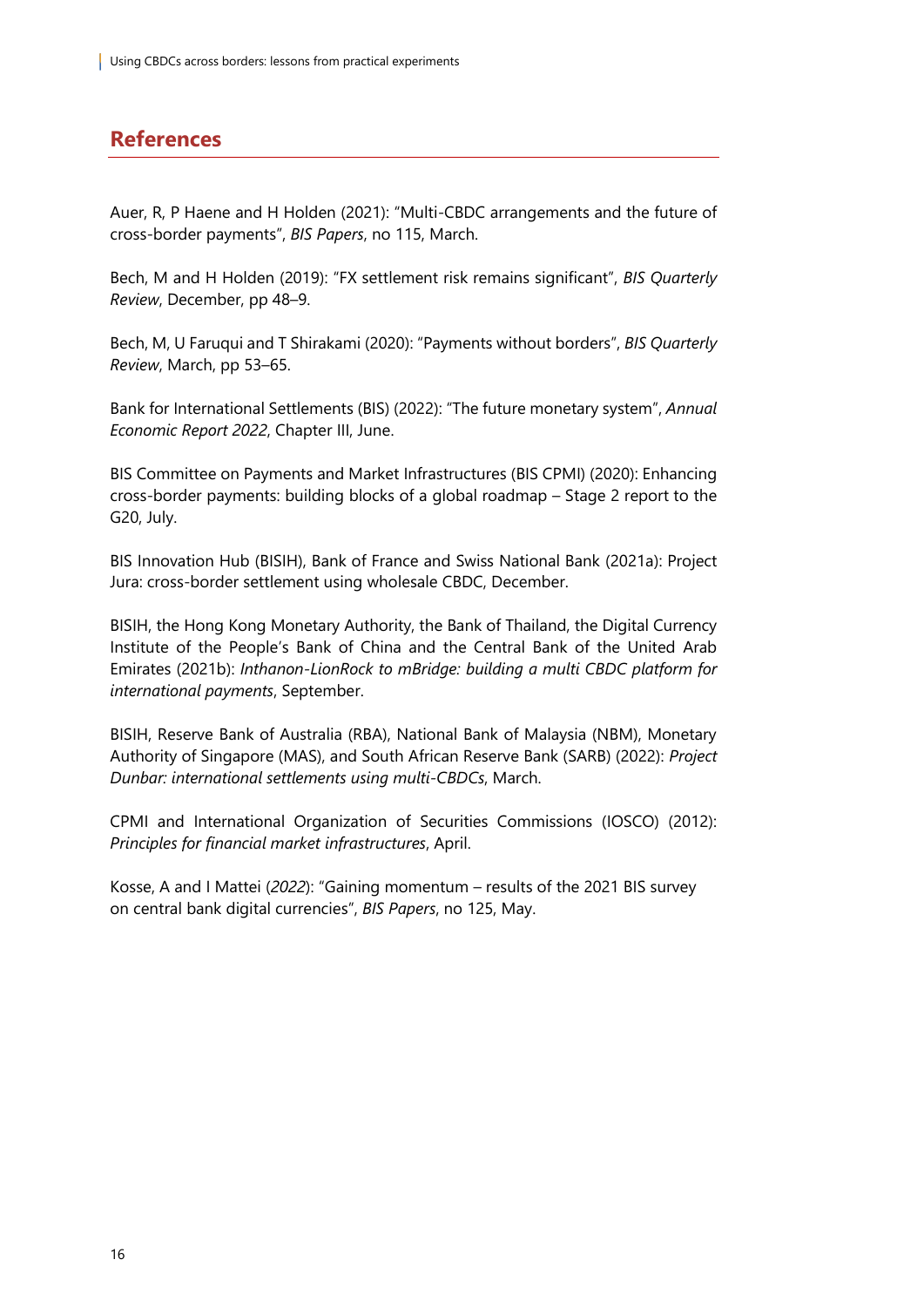## References

Auer, R, P Haene and H Holden (2021): "Multi-CBDC arrangements and the future of cross-border payments", *BIS Papers*, no 115, March.

Bech, M and H Holden (2019): "FX settlement risk remains significant", *BIS Quarterly Review*, December, pp 48–9.

Bech, M, U Faruqui and T Shirakami (2020): "Payments without borders", *BIS Quarterly Review*, March, pp 53–65.

Bank for International Settlements (BIS) (2022): "The future monetary system", *Annual Economic Report 2022*, Chapter III, June.

BIS Committee on Payments and Market Infrastructures (BIS CPMI) (2020): Enhancing cross-border payments: building blocks of a global roadmap – Stage 2 report to the G20, July.

BIS Innovation Hub (BISIH), Bank of France and Swiss National Bank (2021a): Project Jura: cross-border settlement using wholesale CBDC, December.

BISIH, the Hong Kong Monetary Authority, the Bank of Thailand, the Digital Currency Institute of the People's Bank of China and the Central Bank of the United Arab Emirates (2021b): *Inthanon-LionRock to mBridge: building a multi CBDC platform for international payments*, September.

BISIH, Reserve Bank of Australia (RBA), National Bank of Malaysia (NBM), Monetary Authority of Singapore (MAS), and South African Reserve Bank (SARB) (2022): *Project Dunbar: international settlements using multi-CBDCs*, March.

CPMI and International Organization of Securities Commissions (IOSCO) (2012): *Principles for financial market infrastructures*, April.

Kosse, A and I Mattei (*2022*): "Gaining momentum – results of the 2021 BIS survey on central bank digital currencies", *BIS Papers*, no 125, May.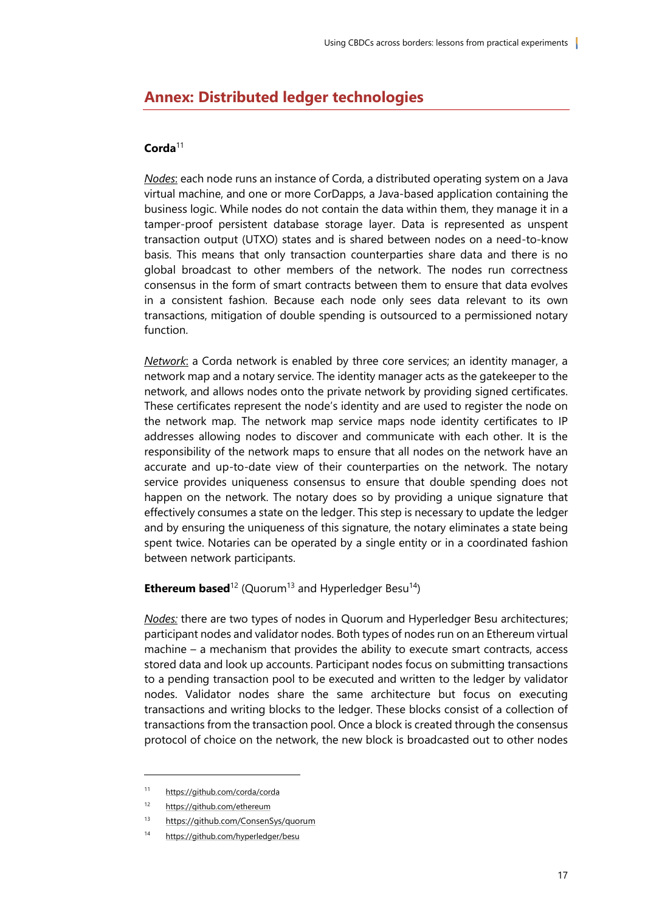## Annex: Distributed ledger technologies

**Corda**[11]

*Nodes*: each node runs an instance of Corda, a distributed operating system on a Java virtual machine, and one or more CorDapps, a Java-based application containing the business logic. While nodes do not contain the data within them, they manage it in a tamper-proof persistent database storage layer. Data is represented as unspent transaction output (UTXO) states and is shared between nodes on a need-to-know basis. This means that only transaction counterparties share data and there is no global broadcast to other members of the network. The nodes run correctness consensus in the form of smart contracts between them to ensure that data evolves in a consistent fashion. Because each node only sees data relevant to its own transactions, mitigation of double spending is outsourced to a permissioned notary function.

*Network*: a Corda network is enabled by three core services; an identity manager, a network map and a notary service. The identity manager acts as the gatekeeper to the network, and allows nodes onto the private network by providing signed certificates. These certificates represent the node's identity and are used to register the node on the network map. The network map service maps node identity certificates to IP addresses allowing nodes to discover and communicate with each other. It is the responsibility of the network maps to ensure that all nodes on the network have an accurate and up-to-date view of their counterparties on the network. The notary service provides uniqueness consensus to ensure that double spending does not happen on the network. The notary does so by providing a unique signature that effectively consumes a state on the ledger. This step is necessary to update the ledger and by ensuring the uniqueness of this signature, the notary eliminates a state being spent twice. Notaries can be operated by a single entity or in a coordinated fashion between network participants.

**Ethereum based**[12] (Quorum[13] and Hyperledger Besu[14])

*Nodes:* there are two types of nodes in Quorum and Hyperledger Besu architectures; participant nodes and validator nodes. Both types of nodes run on an Ethereum virtual machine – a mechanism that provides the ability to execute smart contracts, access stored data and look up accounts. Participant nodes focus on submitting transactions to a pending transaction pool to be executed and written to the ledger by validator nodes. Validator nodes share the same architecture but focus on executing transactions and writing blocks to the ledger. These blocks consist of a collection of transactions from the transaction pool. Once a block is created through the consensus protocol of choice on the network, the new block is broadcasted out to other nodes

---

[11] https://github.com/corda/corda

[12] https://github.com/ethereum

[13] https://github.com/ConsenSys/quorum

[14] https://github.com/hyperledger/besu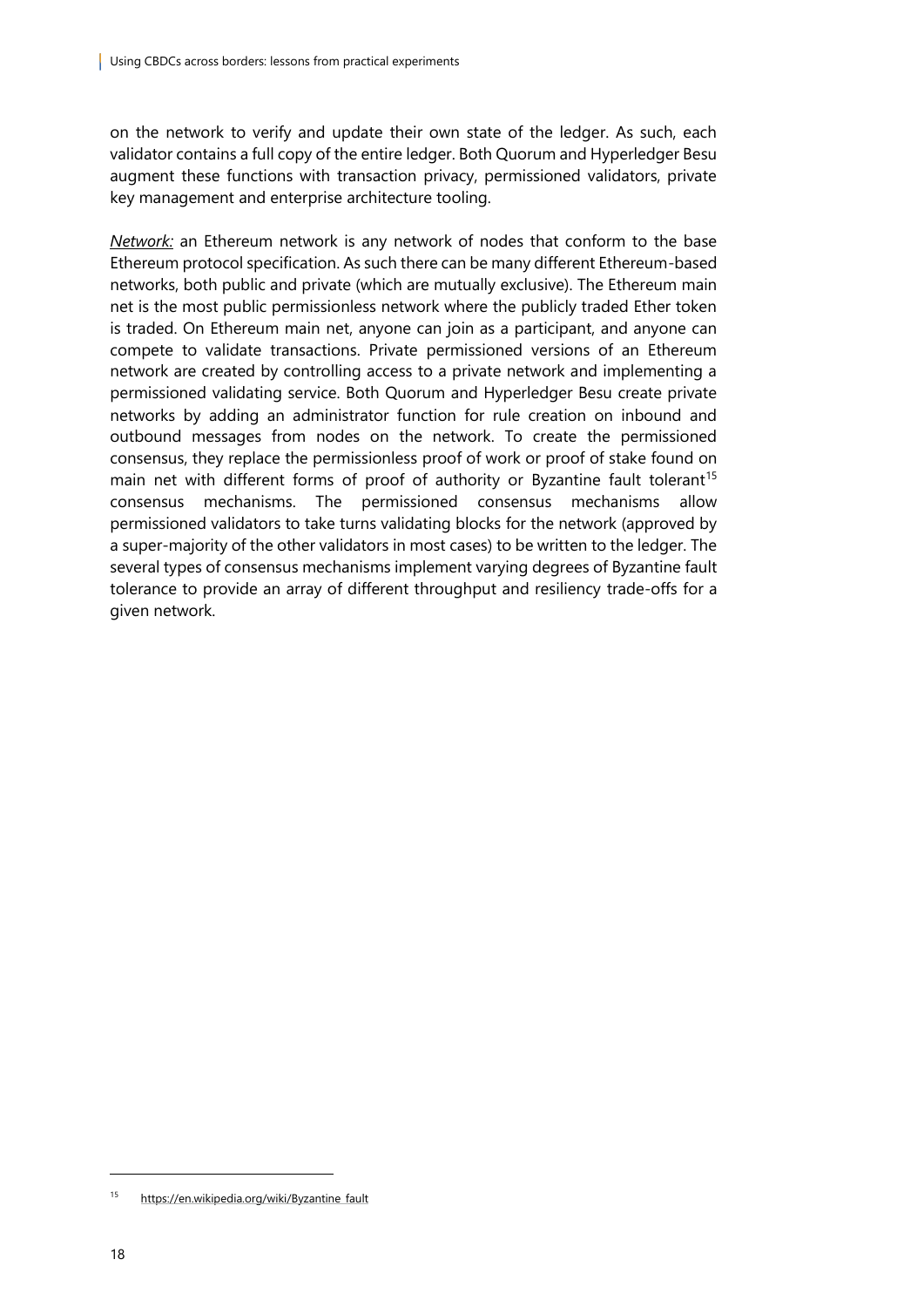on the network to verify and update their own state of the ledger. As such, each validator contains a full copy of the entire ledger. Both Quorum and Hyperledger Besu augment these functions with transaction privacy, permissioned validators, private key management and enterprise architecture tooling.

*Network:* an Ethereum network is any network of nodes that conform to the base Ethereum protocol specification. As such there can be many different Ethereum-based networks, both public and private (which are mutually exclusive). The Ethereum main net is the most public permissionless network where the publicly traded Ether token is traded. On Ethereum main net, anyone can join as a participant, and anyone can compete to validate transactions. Private permissioned versions of an Ethereum network are created by controlling access to a private network and implementing a permissioned validating service. Both Quorum and Hyperledger Besu create private networks by adding an administrator function for rule creation on inbound and outbound messages from nodes on the network. To create the permissioned consensus, they replace the permissionless proof of work or proof of stake found on main net with different forms of proof of authority or Byzantine fault tolerant[15] consensus mechanisms. The permissioned consensus mechanisms allow permissioned validators to take turns validating blocks for the network (approved by a super-majority of the other validators in most cases) to be written to the ledger. The several types of consensus mechanisms implement varying degrees of Byzantine fault tolerance to provide an array of different throughput and resiliency trade-offs for a given network.

---

[15] https://en.wikipedia.org/wiki/Byzantine_fault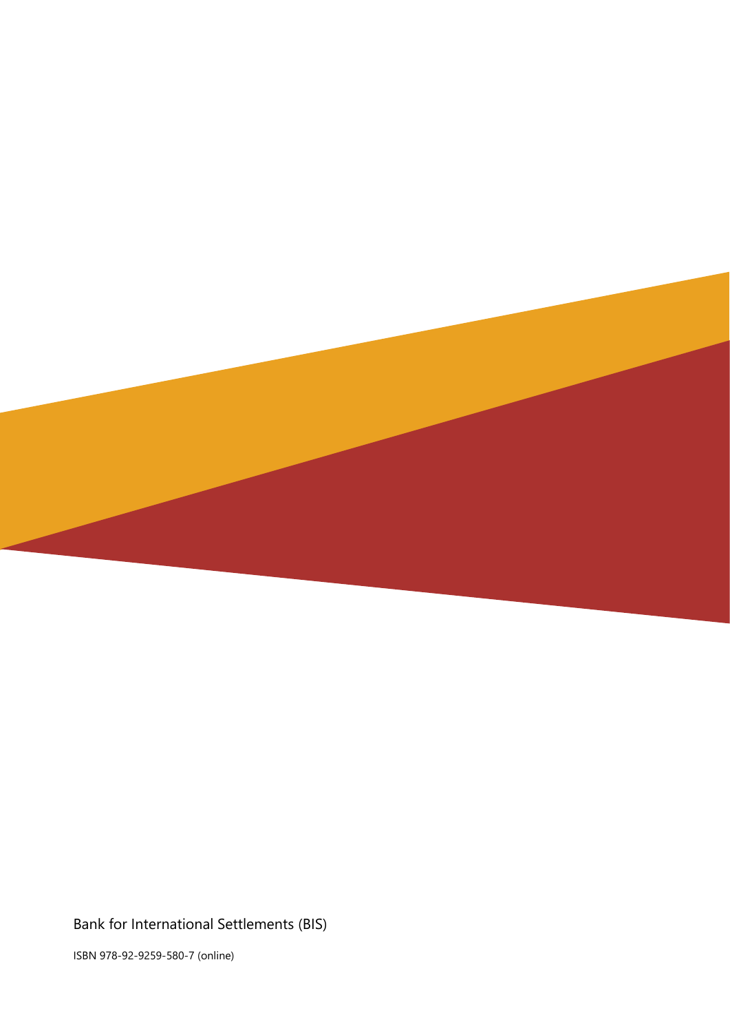Bank for International Settlements (BIS)

ISBN 978-92-9259-580-7 (online)